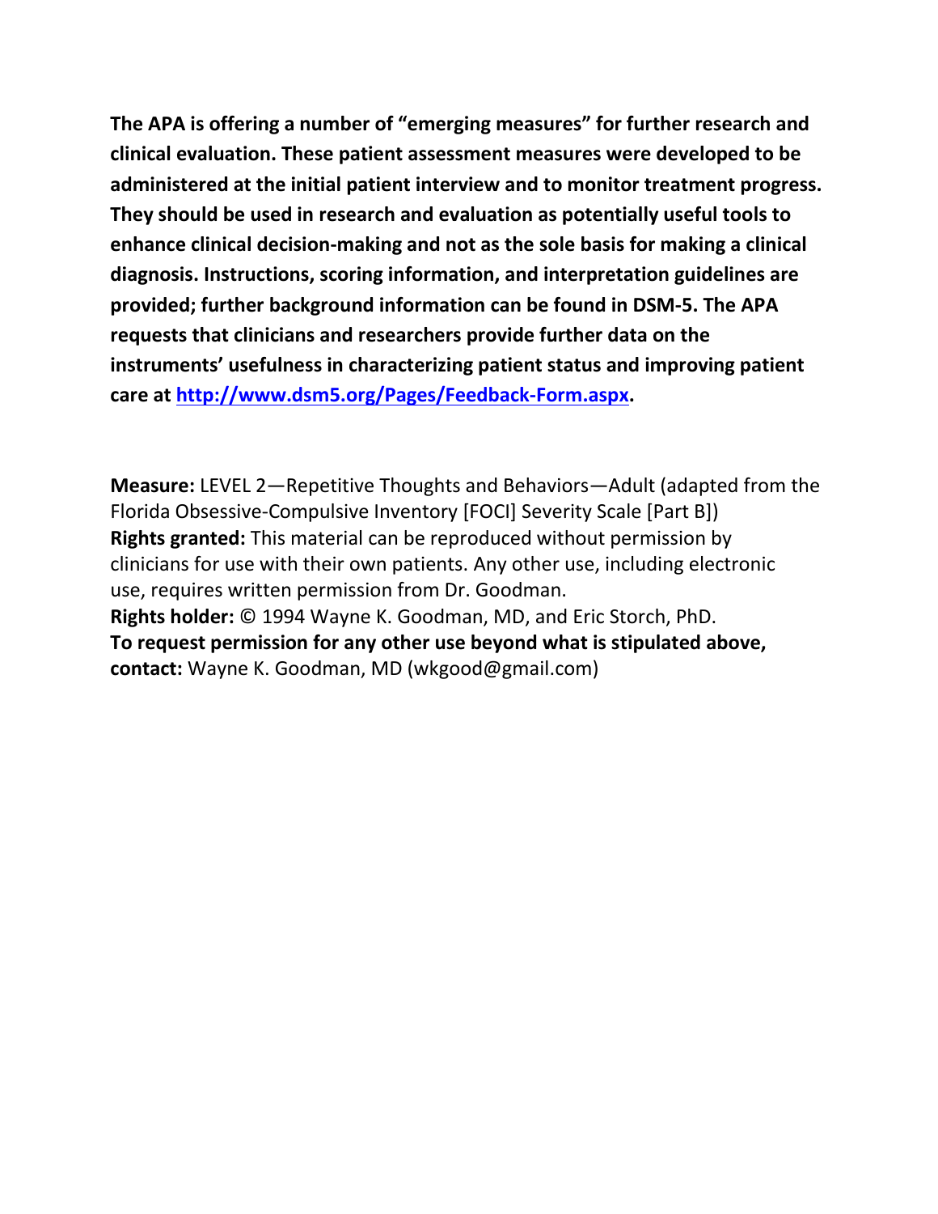**The APA is offering a number of "emerging measures" for further research and clinical evaluation. These patient assessment measures were developed to be administered at the initial patient interview and to monitor treatment progress. They should be used in research and evaluation as potentially useful tools to enhance clinical decision-making and not as the sole basis for making a clinical diagnosis. Instructions, scoring information, and interpretation guidelines are provided; further background information can be found in DSM-5. The APA requests that clinicians and researchers provide further data on the instruments' usefulness in characterizing patient status and improving patient care at [http://www.dsm5.org/Pages/Feedback-Form.aspx](http://www.dsm5.org/Pages/Feedback-Form.aspx).**

**Measure:** LEVEL 2—Repetitive Thoughts and Behaviors—Adult (adapted from the Florida Obsessive-Compulsive Inventory [FOCI] Severity Scale [Part B])
**Rights granted:** This material can be reproduced without permission by clinicians for use with their own patients. Any other use, including electronic use, requires written permission from Dr. Goodman.
**Rights holder:** © 1994 Wayne K. Goodman, MD, and Eric Storch, PhD.
**To request permission for any other use beyond what is stipulated above, contact:** Wayne K. Goodman, MD (wkgood@gmail.com)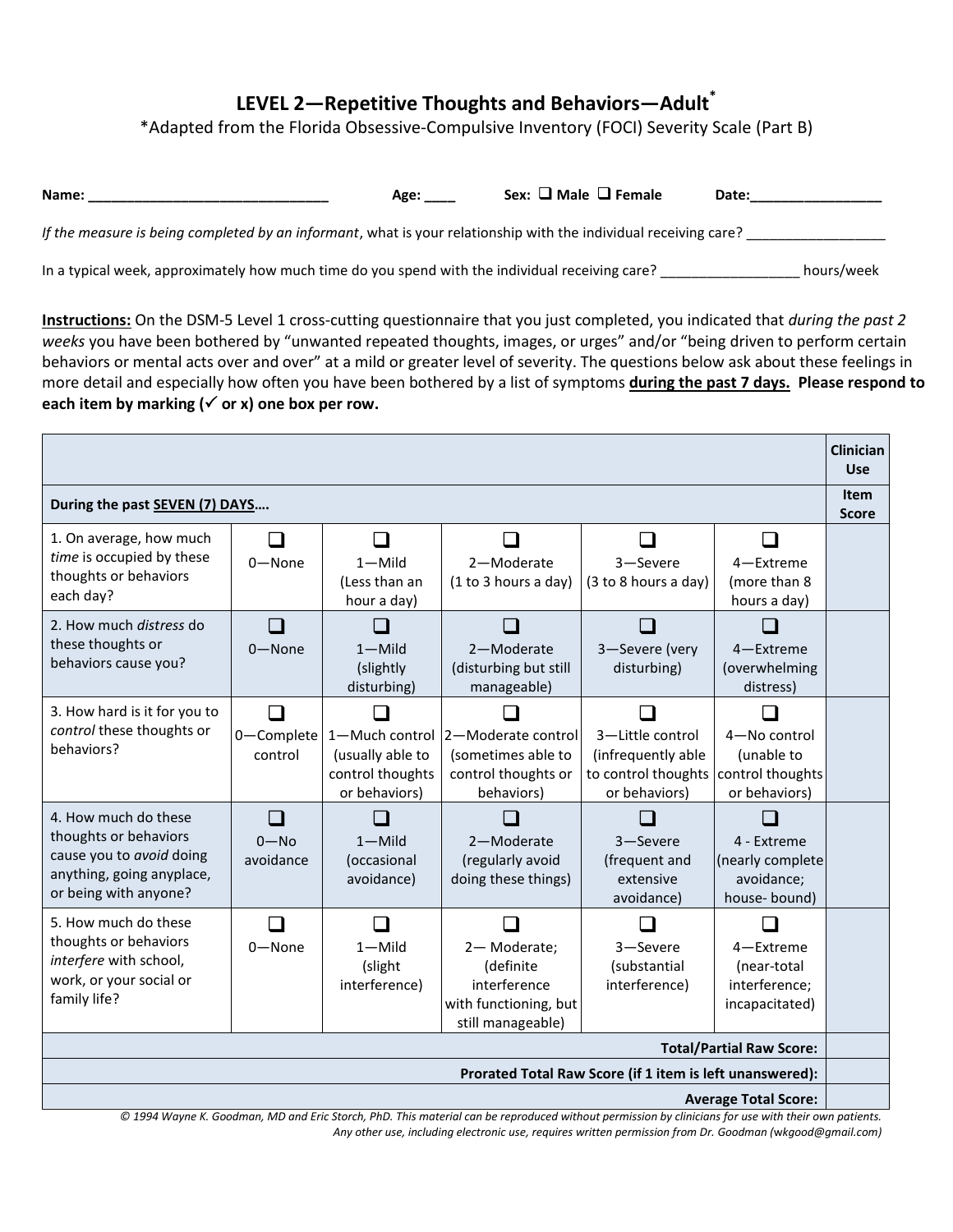# LEVEL 2—Repetitive Thoughts and Behaviors—Adult*

*Adapted from the Florida Obsessive-Compulsive Inventory (FOCI) Severity Scale (Part B)

**Name:** _______________________________ **Age:** ____ **Sex:** ❑ **Male** ❑ **Female** **Date:**_________________

*If the measure is being completed by an informant*, what is your relationship with the individual receiving care? __________________

In a typical week, approximately how much time do you spend with the individual receiving care? __________________ hours/week

**Instructions:** On the DSM-5 Level 1 cross-cutting questionnaire that you just completed, you indicated that *during the past 2 weeks* you have been bothered by "unwanted repeated thoughts, images, or urges" and/or "being driven to perform certain behaviors or mental acts over and over" at a mild or greater level of severity. The questions below ask about these feelings in more detail and especially how often you have been bothered by a list of symptoms **during the past 7 days. Please respond to each item by marking (✓ or x) one box per row.**

| During the past SEVEN (7) DAYS…. | | | | | | Clinician Use: Item Score |
|---|---|---|---|---|---|---|
| 1. On average, how much *time* is occupied by these thoughts or behaviors each day? | ❑ 0—None | ❑ 1—Mild (Less than an hour a day) | ❑ 2—Moderate (1 to 3 hours a day) | ❑ 3—Severe (3 to 8 hours a day) | ❑ 4—Extreme (more than 8 hours a day) | |
| 2. How much *distress* do these thoughts or behaviors cause you? | ❑ 0—None | ❑ 1—Mild (slightly disturbing) | ❑ 2—Moderate (disturbing but still manageable) | ❑ 3—Severe (very disturbing) | ❑ 4—Extreme (overwhelming distress) | |
| 3. How hard is it for you to *control* these thoughts or behaviors? | ❑ 0—Complete control | ❑ 1—Much control (usually able to control thoughts or behaviors) | ❑ 2—Moderate control (sometimes able to control thoughts or behaviors) | ❑ 3—Little control (infrequently able to control thoughts or behaviors) | ❑ 4—No control (unable to control thoughts or behaviors) | |
| 4. How much do these thoughts or behaviors cause you to *avoid* doing anything, going anyplace, or being with anyone? | ❑ 0—No avoidance | ❑ 1—Mild (occasional avoidance) | ❑ 2—Moderate (regularly avoid doing these things) | ❑ 3—Severe (frequent and extensive avoidance) | ❑ 4 - Extreme (nearly complete avoidance; house- bound) | |
| 5. How much do these thoughts or behaviors *interfere* with school, work, or your social or family life? | ❑ 0—None | ❑ 1—Mild (slight interference) | ❑ 2— Moderate; (definite interference with functioning, but still manageable) | ❑ 3—Severe (substantial interference) | ❑ 4—Extreme (near-total interference; incapacitated) | |
| | | | | | **Total/Partial Raw Score:** | |
| | | | | | **Prorated Total Raw Score (if 1 item is left unanswered):** | |
| | | | | | **Average Total Score:** | |

*© 1994 Wayne K. Goodman, MD and Eric Storch, PhD. This material can be reproduced without permission by clinicians for use with their own patients. Any other use, including electronic use, requires written permission from Dr. Goodman (wkgood@gmail.com)*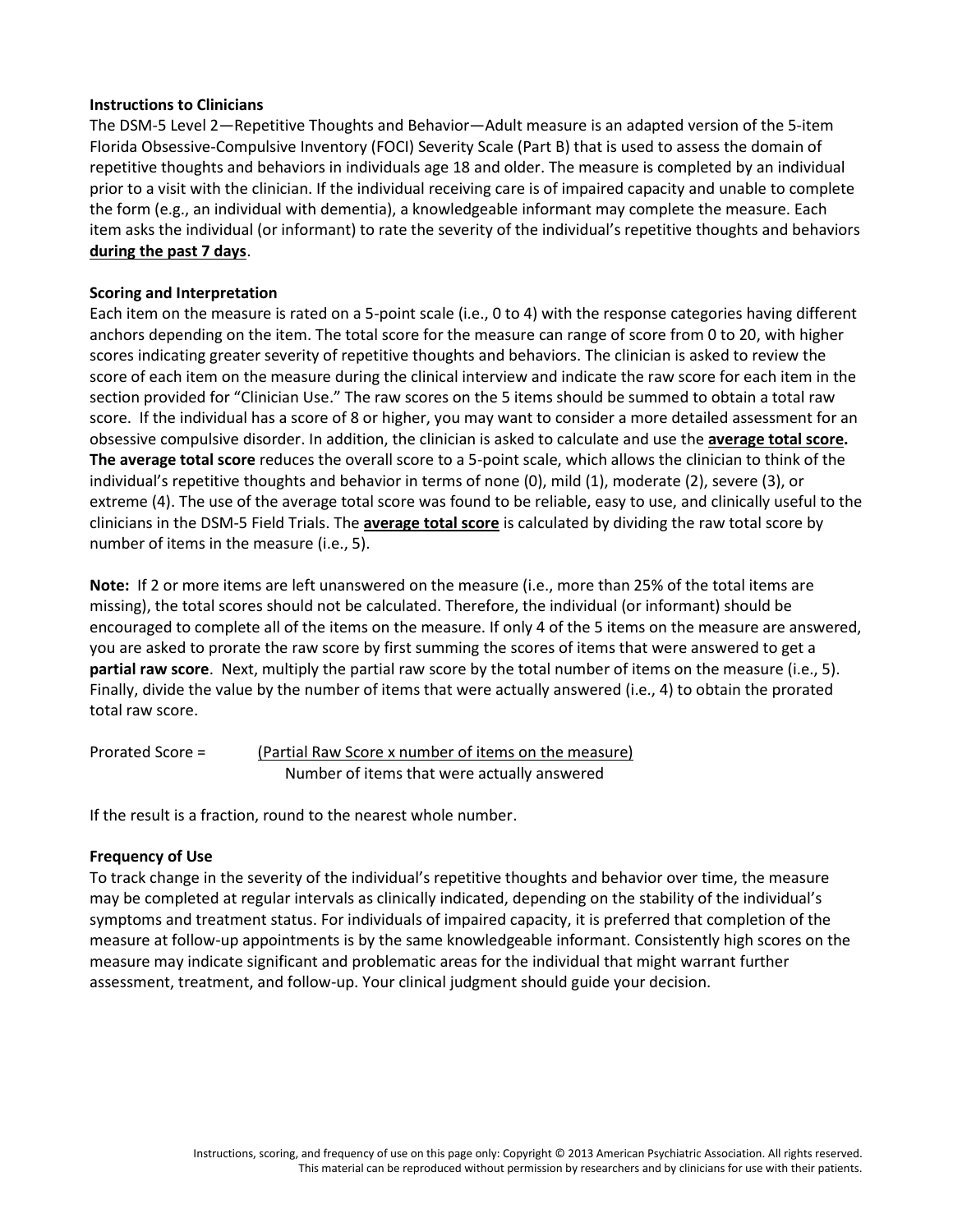**Instructions to Clinicians**

The DSM-5 Level 2—Repetitive Thoughts and Behavior—Adult measure is an adapted version of the 5-item Florida Obsessive-Compulsive Inventory (FOCI) Severity Scale (Part B) that is used to assess the domain of repetitive thoughts and behaviors in individuals age 18 and older. The measure is completed by an individual prior to a visit with the clinician. If the individual receiving care is of impaired capacity and unable to complete the form (e.g., an individual with dementia), a knowledgeable informant may complete the measure. Each item asks the individual (or informant) to rate the severity of the individual's repetitive thoughts and behaviors **during the past 7 days**.

**Scoring and Interpretation**

Each item on the measure is rated on a 5-point scale (i.e., 0 to 4) with the response categories having different anchors depending on the item. The total score for the measure can range of score from 0 to 20, with higher scores indicating greater severity of repetitive thoughts and behaviors. The clinician is asked to review the score of each item on the measure during the clinical interview and indicate the raw score for each item in the section provided for "Clinician Use." The raw scores on the 5 items should be summed to obtain a total raw score. If the individual has a score of 8 or higher, you may want to consider a more detailed assessment for an obsessive compulsive disorder. In addition, the clinician is asked to calculate and use the **average total score. The average total score** reduces the overall score to a 5-point scale, which allows the clinician to think of the individual's repetitive thoughts and behavior in terms of none (0), mild (1), moderate (2), severe (3), or extreme (4). The use of the average total score was found to be reliable, easy to use, and clinically useful to the clinicians in the DSM-5 Field Trials. The **average total score** is calculated by dividing the raw total score by number of items in the measure (i.e., 5).

**Note:** If 2 or more items are left unanswered on the measure (i.e., more than 25% of the total items are missing), the total scores should not be calculated. Therefore, the individual (or informant) should be encouraged to complete all of the items on the measure. If only 4 of the 5 items on the measure are answered, you are asked to prorate the raw score by first summing the scores of items that were answered to get a **partial raw score**. Next, multiply the partial raw score by the total number of items on the measure (i.e., 5). Finally, divide the value by the number of items that were actually answered (i.e., 4) to obtain the prorated total raw score.

$$\text{Prorated Score} = \frac{\text{(Partial Raw Score x number of items on the measure)}}{\text{Number of items that were actually answered}}$$

If the result is a fraction, round to the nearest whole number.

**Frequency of Use**

To track change in the severity of the individual's repetitive thoughts and behavior over time, the measure may be completed at regular intervals as clinically indicated, depending on the stability of the individual's symptoms and treatment status. For individuals of impaired capacity, it is preferred that completion of the measure at follow-up appointments is by the same knowledgeable informant. Consistently high scores on the measure may indicate significant and problematic areas for the individual that might warrant further assessment, treatment, and follow-up. Your clinical judgment should guide your decision.

Instructions, scoring, and frequency of use on this page only: Copyright © 2013 American Psychiatric Association. All rights reserved.
This material can be reproduced without permission by researchers and by clinicians for use with their patients.